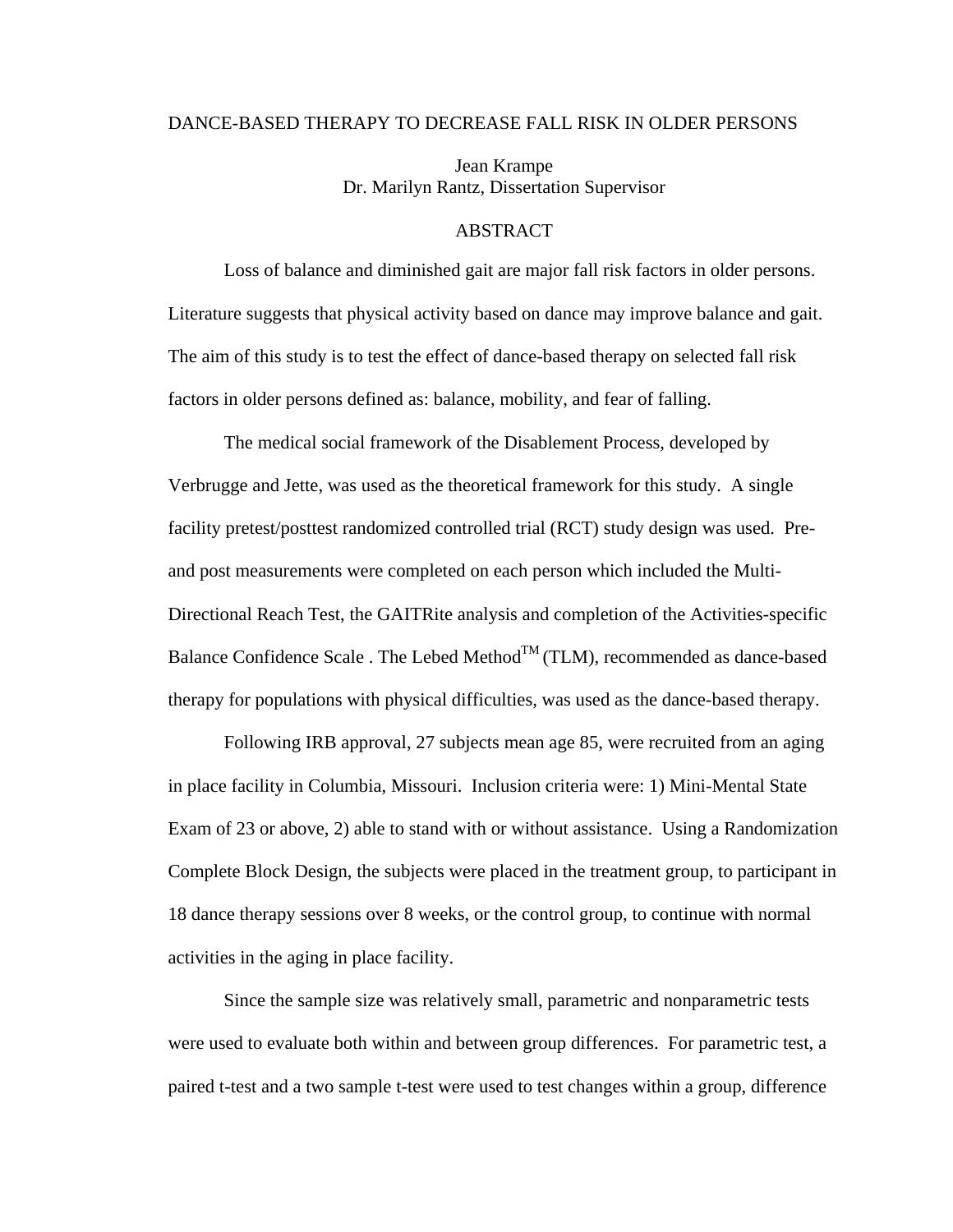DANCE-BASED THERAPY TO DECREASE FALL RISK IN OLDER PERSONS

Jean Krampe
Dr. Marilyn Rantz, Dissertation Supervisor

## ABSTRACT

Loss of balance and diminished gait are major fall risk factors in older persons. Literature suggests that physical activity based on dance may improve balance and gait. The aim of this study is to test the effect of dance-based therapy on selected fall risk factors in older persons defined as: balance, mobility, and fear of falling.

The medical social framework of the Disablement Process, developed by Verbrugge and Jette, was used as the theoretical framework for this study. A single facility pretest/posttest randomized controlled trial (RCT) study design was used. Pre- and post measurements were completed on each person which included the Multi-Directional Reach Test, the GAITRite analysis and completion of the Activities-specific Balance Confidence Scale . The Lebed Method™ (TLM), recommended as dance-based therapy for populations with physical difficulties, was used as the dance-based therapy.

Following IRB approval, 27 subjects mean age 85, were recruited from an aging in place facility in Columbia, Missouri. Inclusion criteria were: 1) Mini-Mental State Exam of 23 or above, 2) able to stand with or without assistance. Using a Randomization Complete Block Design, the subjects were placed in the treatment group, to participant in 18 dance therapy sessions over 8 weeks, or the control group, to continue with normal activities in the aging in place facility.

Since the sample size was relatively small, parametric and nonparametric tests were used to evaluate both within and between group differences. For parametric test, a paired t-test and a two sample t-test were used to test changes within a group, difference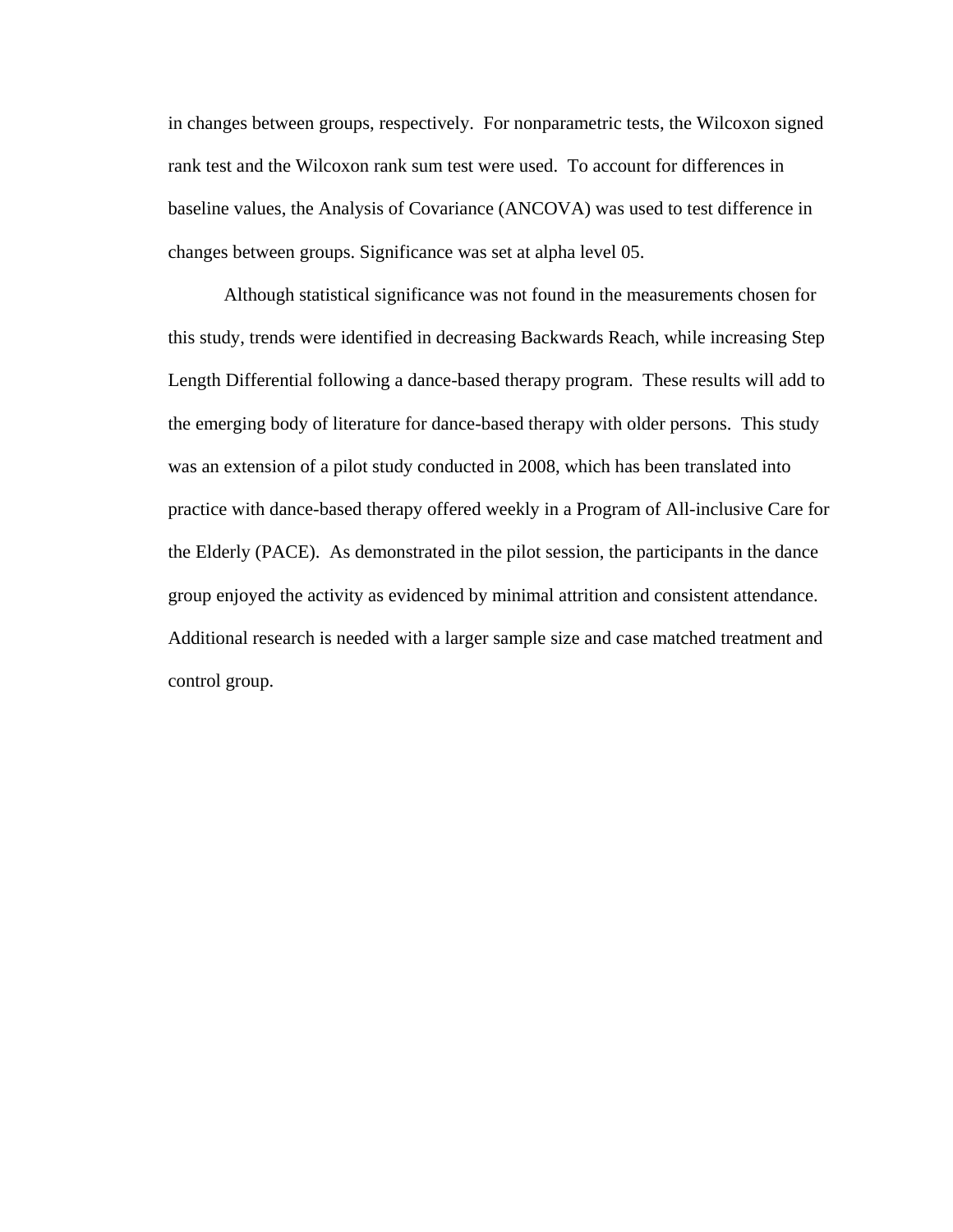in changes between groups, respectively. For nonparametric tests, the Wilcoxon signed rank test and the Wilcoxon rank sum test were used. To account for differences in baseline values, the Analysis of Covariance (ANCOVA) was used to test difference in changes between groups. Significance was set at alpha level 05.

Although statistical significance was not found in the measurements chosen for this study, trends were identified in decreasing Backwards Reach, while increasing Step Length Differential following a dance-based therapy program. These results will add to the emerging body of literature for dance-based therapy with older persons. This study was an extension of a pilot study conducted in 2008, which has been translated into practice with dance-based therapy offered weekly in a Program of All-inclusive Care for the Elderly (PACE). As demonstrated in the pilot session, the participants in the dance group enjoyed the activity as evidenced by minimal attrition and consistent attendance. Additional research is needed with a larger sample size and case matched treatment and control group.